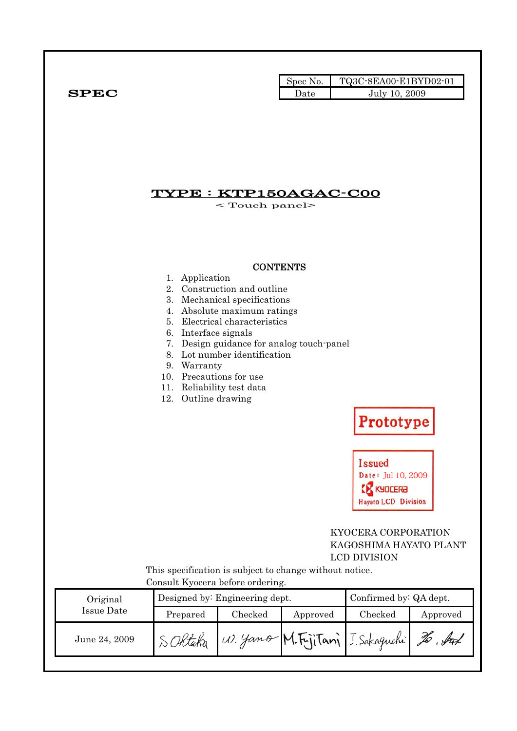SPEC

| Spec No. | TQ3C-8EA00-E1BYD02-01 |
|---|---|
| Date | July 10, 2009 |

# TYPE : KTP150AGAC-C00

< Touch panel>

**CONTENTS**

1. Application
2. Construction and outline
3. Mechanical specifications
4. Absolute maximum ratings
5. Electrical characteristics
6. Interface signals
7. Design guidance for analog touch-panel
8. Lot number identification
9. Warranty
10. Precautions for use
11. Reliability test data
12. Outline drawing

Prototype

Issued
Date: Jul 10, 2009
KYOCERA
Hayato LCD Division

KYOCERA CORPORATION
KAGOSHIMA HAYATO PLANT
LCD DIVISION

This specification is subject to change without notice.
Consult Kyocera before ordering.

| Original Issue Date | Designed by: Engineering dept. | | | Confirmed by: QA dept. | |
|---|---|---|---|---|---|
| | Prepared | Checked | Approved | Checked | Approved |
| June 24, 2009 | S. Ohtaka | W. Yano | M. Fujitani | J. Sakaguchi | |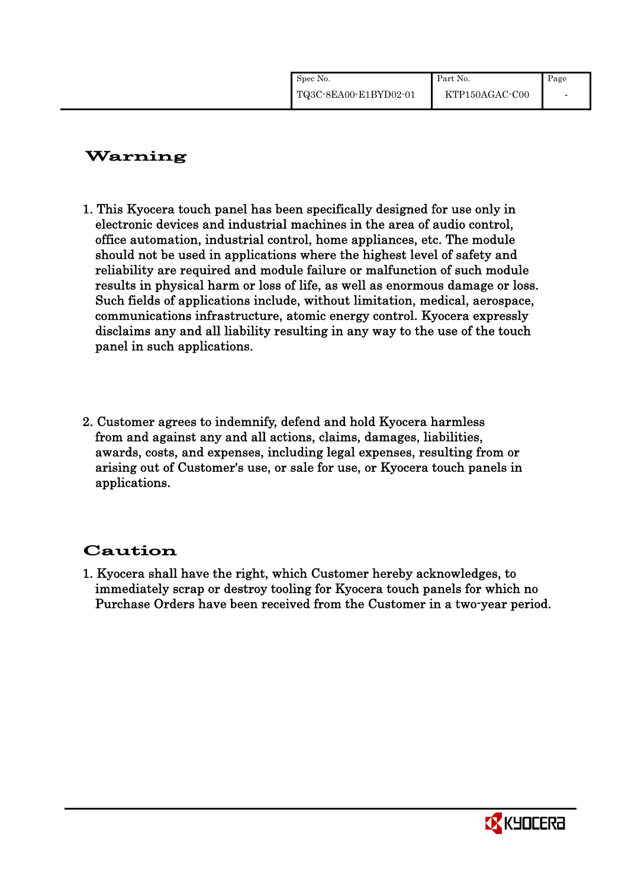## Warning

1. This Kyocera touch panel has been specifically designed for use only in electronic devices and industrial machines in the area of audio control, office automation, industrial control, home appliances, etc. The module should not be used in applications where the highest level of safety and reliability are required and module failure or malfunction of such module results in physical harm or loss of life, as well as enormous damage or loss. Such fields of applications include, without limitation, medical, aerospace, communications infrastructure, atomic energy control. Kyocera expressly disclaims any and all liability resulting in any way to the use of the touch panel in such applications.

2. Customer agrees to indemnify, defend and hold Kyocera harmless from and against any and all actions, claims, damages, liabilities, awards, costs, and expenses, including legal expenses, resulting from or arising out of Customer's use, or sale for use, or Kyocera touch panels in applications.

## Caution

1. Kyocera shall have the right, which Customer hereby acknowledges, to immediately scrap or destroy tooling for Kyocera touch panels for which no Purchase Orders have been received from the Customer in a two-year period.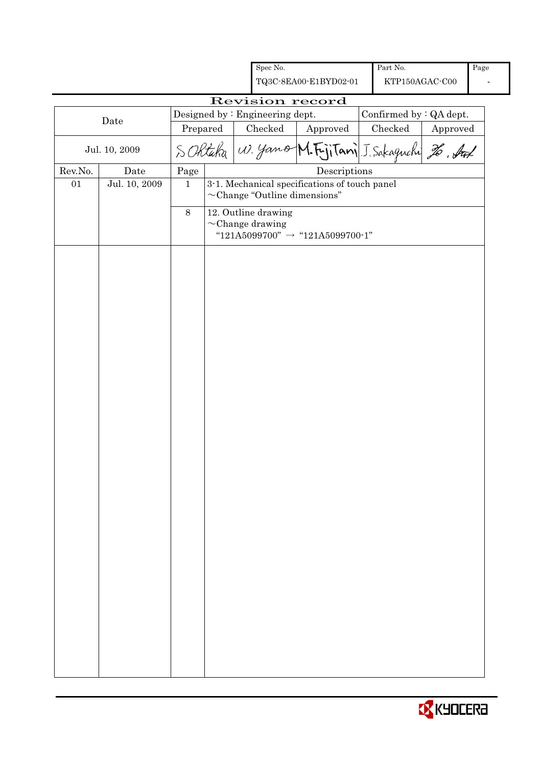| Spec No. | Part No. | Page |
|---|---|---|
| TQ3C-8EA00-E1BYD02-01 | KTP150AGAC-C00 | - |

# Revision record

| Date | Designed by : Engineering dept. | | | Confirmed by : QA dept. | |
|---|---|---|---|---|---|
| | Prepared | Checked | Approved | Checked | Approved |
| Jul. 10, 2009 | S.Ohtaka | W. Yano | M.Fujitani | J.Sakaguchi | Ho. Sat |

| Rev.No. | Date | Page | Descriptions |
|---|---|---|---|
| 01 | Jul. 10, 2009 | 1 | 3-1. Mechanical specifications of touch panel<br>~Change "Outline dimensions" |
| | | 8 | 12. Outline drawing<br>~Change drawing<br>"121A5099700" → "121A5099700-1" |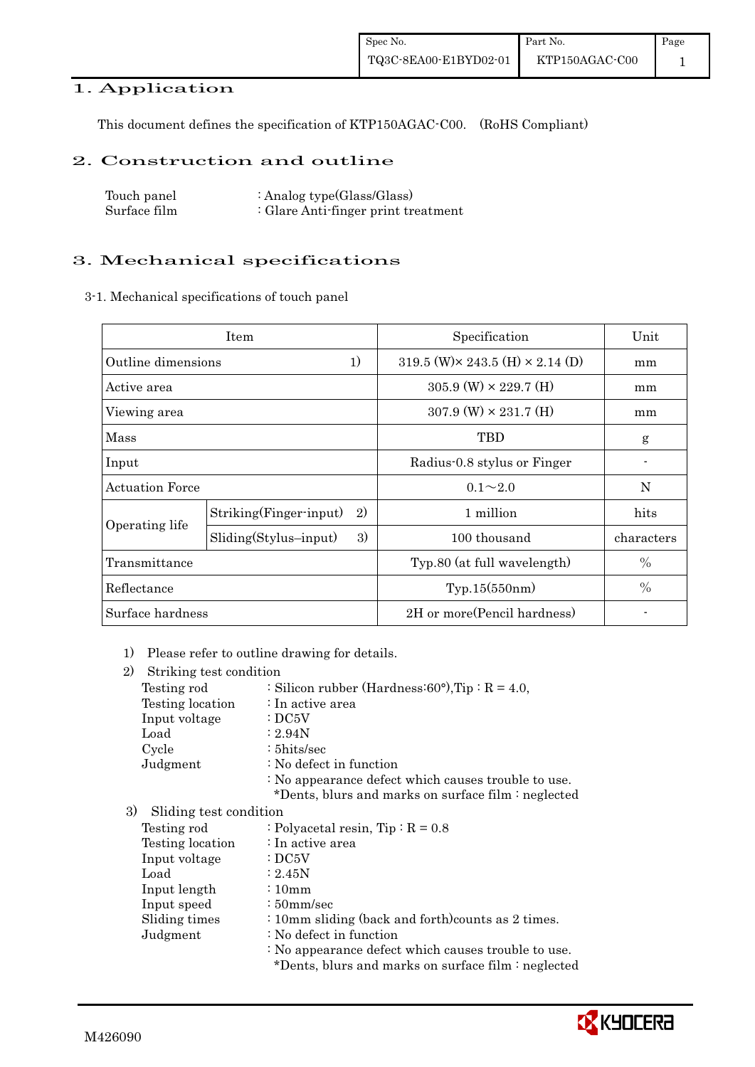## 1. Application

This document defines the specification of KTP150AGAC-C00. (RoHS Compliant)

## 2. Construction and outline

Touch panel : Analog type(Glass/Glass)
Surface film : Glare Anti-finger print treatment

## 3. Mechanical specifications

3-1. Mechanical specifications of touch panel

| Item | | Specification | Unit |
|---|---|---|---|
| Outline dimensions 1) | | 319.5 (W)× 243.5 (H) × 2.14 (D) | mm |
| Active area | | 305.9 (W) × 229.7 (H) | mm |
| Viewing area | | 307.9 (W) × 231.7 (H) | mm |
| Mass | | TBD | g |
| Input | | Radius-0.8 stylus or Finger | - |
| Actuation Force | | 0.1～2.0 | N |
| Operating life | Striking(Finger-input) 2) | 1 million | hits |
| | Sliding(Stylus–input) 3) | 100 thousand | characters |
| Transmittance | | Typ.80 (at full wavelength) | % |
| Reflectance | | Typ.15(550nm) | % |
| Surface hardness | | 2H or more(Pencil hardness) | - |

1) Please refer to outline drawing for details.

2) Striking test condition

- Testing rod : Silicon rubber (Hardness:60°),Tip : R = 4.0,
- Testing location : In active area
- Input voltage : DC5V
- Load : 2.94N
- Cycle : 5hits/sec
- Judgment : No defect in function
  : No appearance defect which causes trouble to use.
  *Dents, blurs and marks on surface film : neglected

3) Sliding test condition

- Testing rod : Polyacetal resin, Tip : R = 0.8
- Testing location : In active area
- Input voltage : DC5V
- Load : 2.45N
- Input length : 10mm
- Input speed : 50mm/sec
- Sliding times : 10mm sliding (back and forth)counts as 2 times.
- Judgment : No defect in function
  : No appearance defect which causes trouble to use.
  *Dents, blurs and marks on surface film : neglected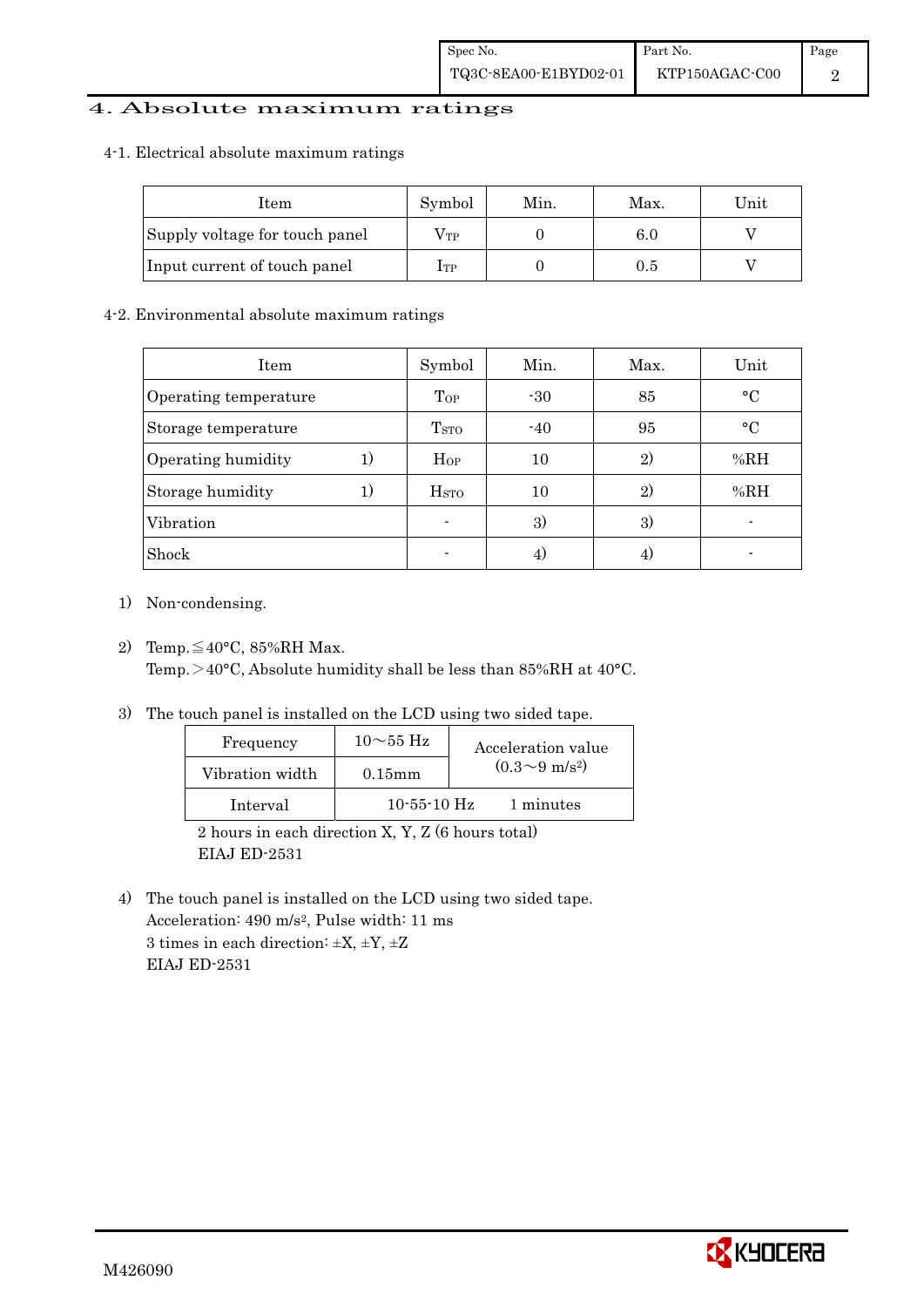# 4. Absolute maximum ratings

## 4-1. Electrical absolute maximum ratings

| Item | Symbol | Min. | Max. | Unit |
|---|---|---|---|---|
| Supply voltage for touch panel | $V_{TP}$ | 0 | 6.0 | V |
| Input current of touch panel | $I_{TP}$ | 0 | 0.5 | V |

## 4-2. Environmental absolute maximum ratings

| Item | Symbol | Min. | Max. | Unit |
|---|---|---|---|---|
| Operating temperature | $T_{OP}$ | -30 | 85 | °C |
| Storage temperature | $T_{STO}$ | -40 | 95 | °C |
| Operating humidity 1) | $H_{OP}$ | 10 | 2) | %RH |
| Storage humidity 1) | $H_{STO}$ | 10 | 2) | %RH |
| Vibration | - | 3) | 3) | - |
| Shock | - | 4) | 4) | - |

1) Non-condensing.

2) Temp.≦40°C, 85%RH Max.
Temp.＞40°C, Absolute humidity shall be less than 85%RH at 40°C.

3) The touch panel is installed on the LCD using two sided tape.

| Frequency | 10～55 Hz | Acceleration value ($0.3～9\ m/s^2$) |
|---|---|---|
| Vibration width | 0.15mm | |
| Interval | 10-55-10 Hz | 1 minutes |

2 hours in each direction X, Y, Z (6 hours total)
EIAJ ED-2531

4) The touch panel is installed on the LCD using two sided tape.
Acceleration: 490 $m/s^2$, Pulse width: 11 ms
3 times in each direction: ±X, ±Y, ±Z
EIAJ ED-2531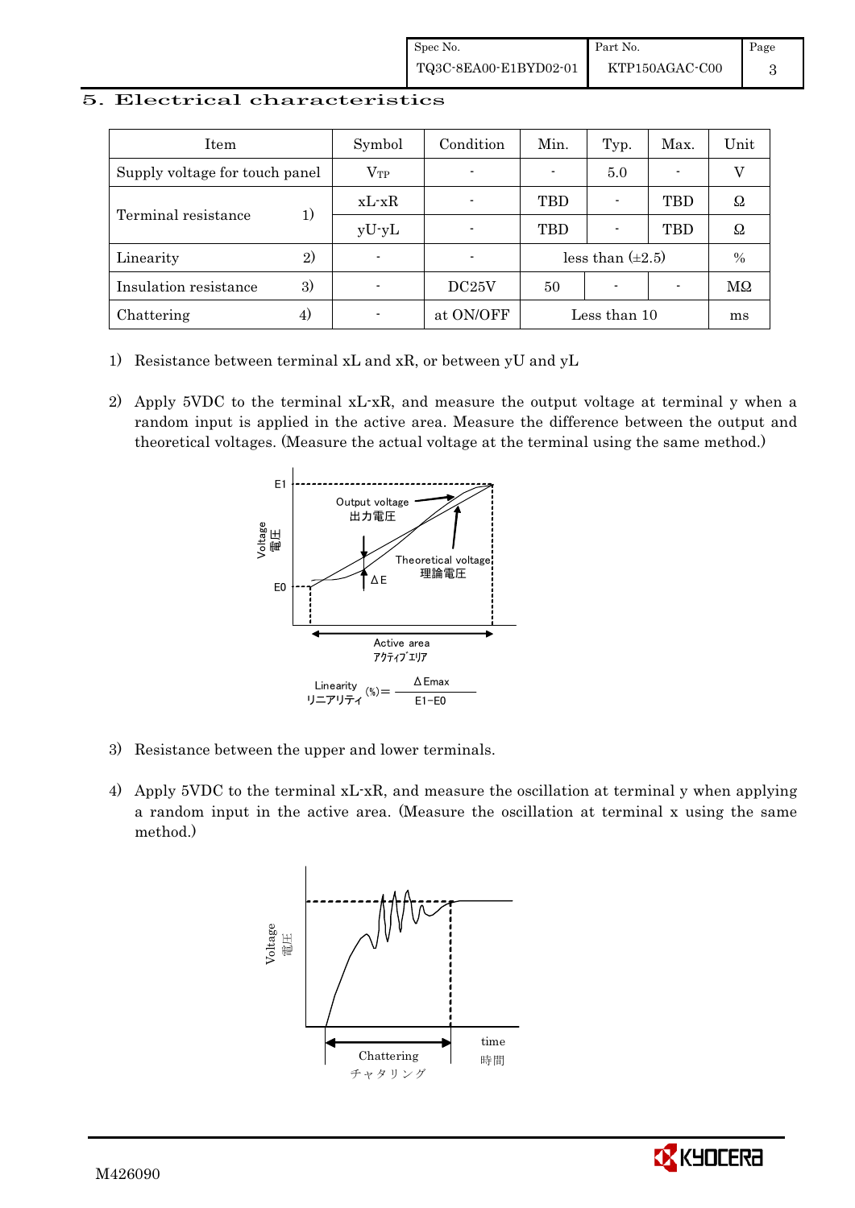## 5. Electrical characteristics

| Item | | Symbol | Condition | Min. | Typ. | Max. | Unit |
|---|---|---|---|---|---|---|---|
| Supply voltage for touch panel | | $V_{TP}$ | - | - | 5.0 | - | V |
| Terminal resistance | 1) | xL-xR | - | TBD | - | TBD | Ω |
| | | yU-yL | - | TBD | - | TBD | Ω |
| Linearity | 2) | - | - | less than (±2.5) | | | % |
| Insulation resistance | 3) | - | DC25V | 50 | - | - | MΩ |
| Chattering | 4) | - | at ON/OFF | Less than 10 | | | ms |

1) Resistance between terminal xL and xR, or between yU and yL

2) Apply 5VDC to the terminal xL-xR, and measure the output voltage at terminal y when a random input is applied in the active area. Measure the difference between the output and theoretical voltages. (Measure the actual voltage at the terminal using the same method.)

$$\text{Linearity (\%)} = \frac{\Delta E_{max}}{E1 - E0}$$

3) Resistance between the upper and lower terminals.

4) Apply 5VDC to the terminal xL-xR, and measure the oscillation at terminal y when applying a random input in the active area. (Measure the oscillation at terminal x using the same method.)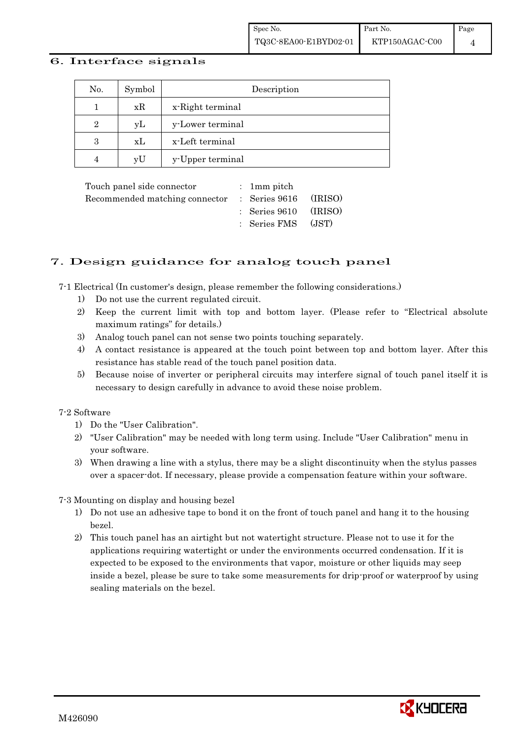## 6. Interface signals

| No. | Symbol | Description |
|---|---|---|
| 1 | xR | x-Right terminal |
| 2 | yL | y-Lower terminal |
| 3 | xL | x-Left terminal |
| 4 | yU | y-Upper terminal |

| | | | |
|---|---|---|---|
| Touch panel side connector | : | 1mm pitch | |
| Recommended matching connector | : | Series 9616 | (IRISO) |
| | : | Series 9610 | (IRISO) |
| | : | Series FMS | (JST) |

## 7. Design guidance for analog touch panel

7-1 Electrical (In customer's design, please remember the following considerations.)

1) Do not use the current regulated circuit.
2) Keep the current limit with top and bottom layer. (Please refer to "Electrical absolute maximum ratings" for details.)
3) Analog touch panel can not sense two points touching separately.
4) A contact resistance is appeared at the touch point between top and bottom layer. After this resistance has stable read of the touch panel position data.
5) Because noise of inverter or peripheral circuits may interfere signal of touch panel itself it is necessary to design carefully in advance to avoid these noise problem.

7-2 Software

1) Do the "User Calibration".
2) "User Calibration" may be needed with long term using. Include "User Calibration" menu in your software.
3) When drawing a line with a stylus, there may be a slight discontinuity when the stylus passes over a spacer-dot. If necessary, please provide a compensation feature within your software.

7-3 Mounting on display and housing bezel

1) Do not use an adhesive tape to bond it on the front of touch panel and hang it to the housing bezel.
2) This touch panel has an airtight but not watertight structure. Please not to use it for the applications requiring watertight or under the environments occurred condensation. If it is expected to be exposed to the environments that vapor, moisture or other liquids may seep inside a bezel, please be sure to take some measurements for drip-proof or waterproof by using sealing materials on the bezel.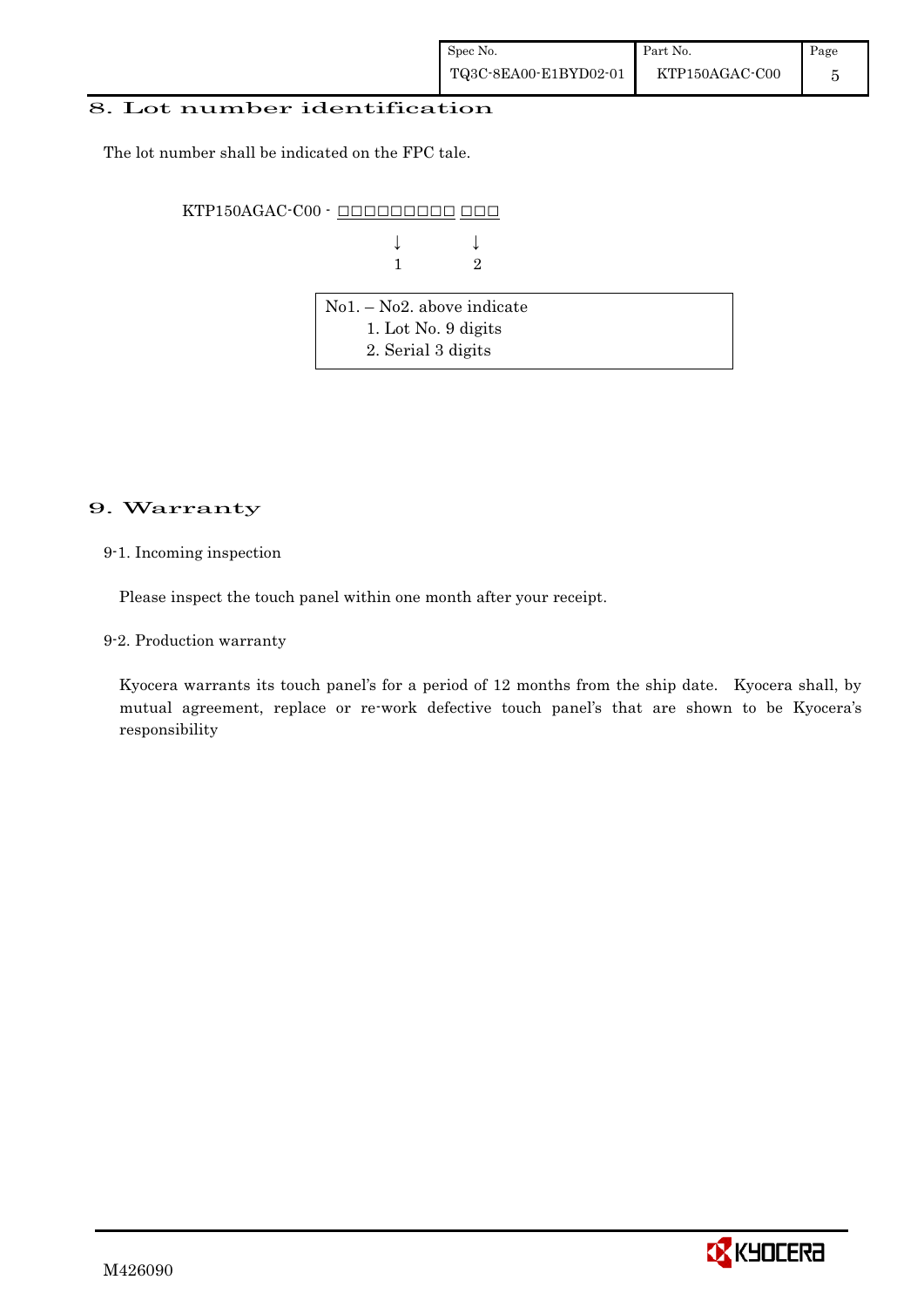## 8. Lot number identification

The lot number shall be indicated on the FPC tale.

```
KTP150AGAC-C00 - □□□□□□□□□ □□□
                     ↓       ↓
                     1       2
```

| No1. – No2. above indicate |
|---|
| 1. Lot No. 9 digits |
| 2. Serial 3 digits |

## 9. Warranty

9-1. Incoming inspection

Please inspect the touch panel within one month after your receipt.

9-2. Production warranty

Kyocera warrants its touch panel's for a period of 12 months from the ship date. Kyocera shall, by mutual agreement, replace or re-work defective touch panel's that are shown to be Kyocera's responsibility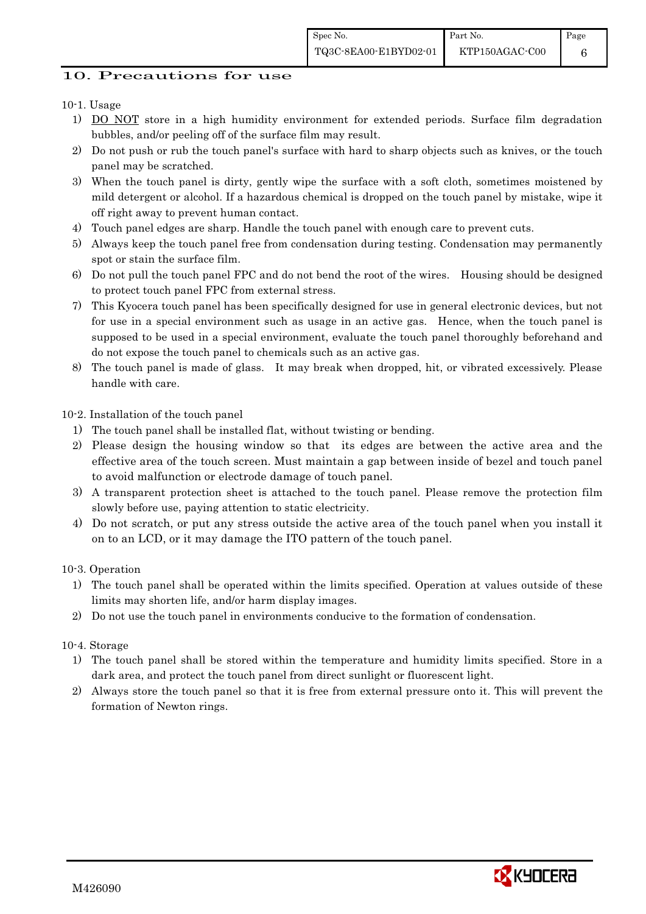## 10. Precautions for use

10-1. Usage

1) DO NOT store in a high humidity environment for extended periods. Surface film degradation bubbles, and/or peeling off of the surface film may result.
2) Do not push or rub the touch panel's surface with hard to sharp objects such as knives, or the touch panel may be scratched.
3) When the touch panel is dirty, gently wipe the surface with a soft cloth, sometimes moistened by mild detergent or alcohol. If a hazardous chemical is dropped on the touch panel by mistake, wipe it off right away to prevent human contact.
4) Touch panel edges are sharp. Handle the touch panel with enough care to prevent cuts.
5) Always keep the touch panel free from condensation during testing. Condensation may permanently spot or stain the surface film.
6) Do not pull the touch panel FPC and do not bend the root of the wires. Housing should be designed to protect touch panel FPC from external stress.
7) This Kyocera touch panel has been specifically designed for use in general electronic devices, but not for use in a special environment such as usage in an active gas. Hence, when the touch panel is supposed to be used in a special environment, evaluate the touch panel thoroughly beforehand and do not expose the touch panel to chemicals such as an active gas.
8) The touch panel is made of glass. It may break when dropped, hit, or vibrated excessively. Please handle with care.

10-2. Installation of the touch panel

1) The touch panel shall be installed flat, without twisting or bending.
2) Please design the housing window so that its edges are between the active area and the effective area of the touch screen. Must maintain a gap between inside of bezel and touch panel to avoid malfunction or electrode damage of touch panel.
3) A transparent protection sheet is attached to the touch panel. Please remove the protection film slowly before use, paying attention to static electricity.
4) Do not scratch, or put any stress outside the active area of the touch panel when you install it on to an LCD, or it may damage the ITO pattern of the touch panel.

10-3. Operation

1) The touch panel shall be operated within the limits specified. Operation at values outside of these limits may shorten life, and/or harm display images.
2) Do not use the touch panel in environments conducive to the formation of condensation.

10-4. Storage

1) The touch panel shall be stored within the temperature and humidity limits specified. Store in a dark area, and protect the touch panel from direct sunlight or fluorescent light.
2) Always store the touch panel so that it is free from external pressure onto it. This will prevent the formation of Newton rings.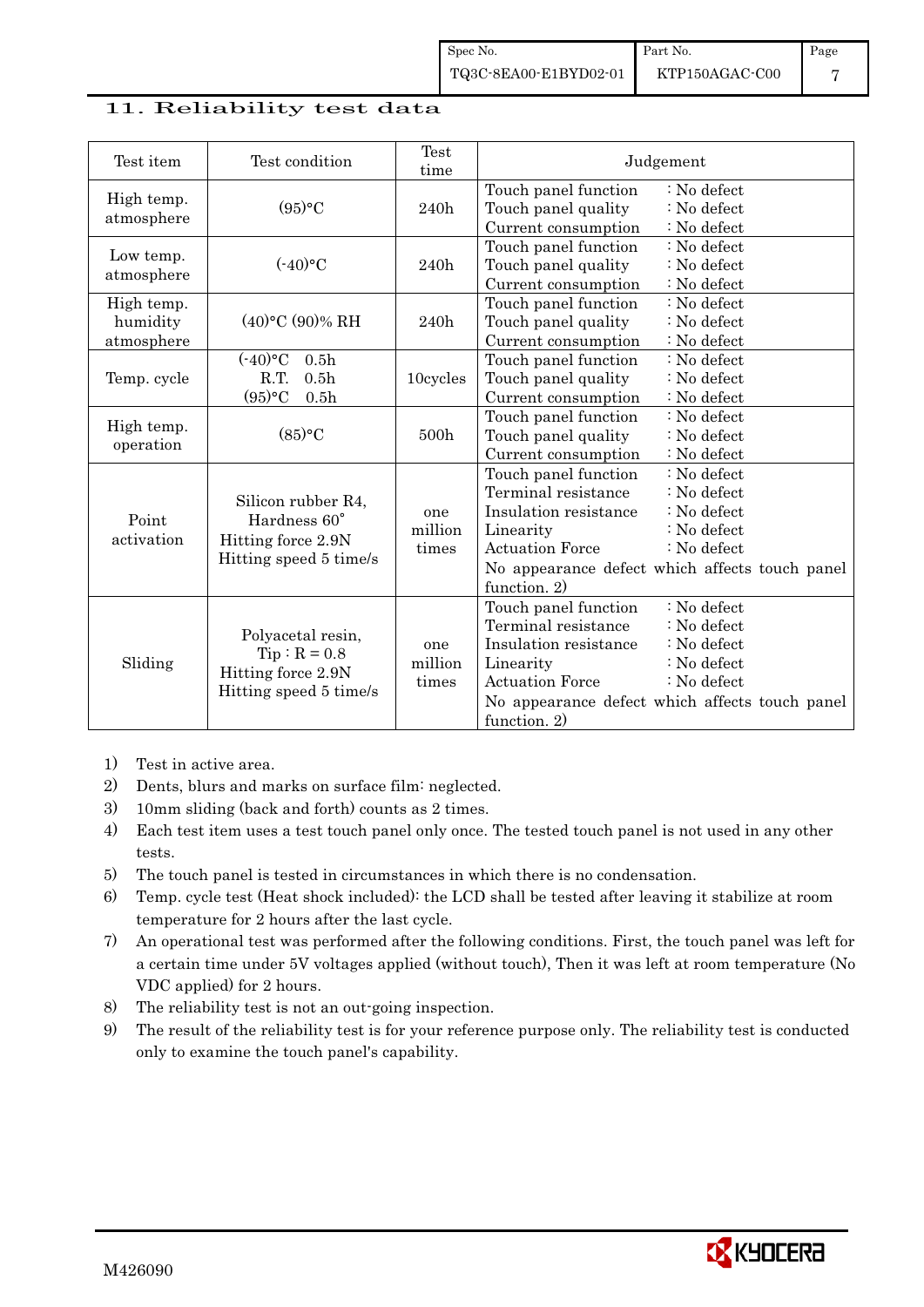## 11. Reliability test data

| Test item | Test condition | Test time | Judgement |
|---|---|---|---|
| High temp. atmosphere | (95)°C | 240h | Touch panel function : No defect<br>Touch panel quality : No defect<br>Current consumption : No defect |
| Low temp. atmosphere | (-40)°C | 240h | Touch panel function : No defect<br>Touch panel quality : No defect<br>Current consumption : No defect |
| High temp. humidity atmosphere | (40)°C (90)% RH | 240h | Touch panel function : No defect<br>Touch panel quality : No defect<br>Current consumption : No defect |
| Temp. cycle | (-40)°C 0.5h<br>R.T. 0.5h<br>(95)°C 0.5h | 10cycles | Touch panel function : No defect<br>Touch panel quality : No defect<br>Current consumption : No defect |
| High temp. operation | (85)°C | 500h | Touch panel function : No defect<br>Touch panel quality : No defect<br>Current consumption : No defect |
| Point activation | Silicon rubber R4, Hardness 60°<br>Hitting force 2.9N<br>Hitting speed 5 time/s | one million times | Touch panel function : No defect<br>Terminal resistance : No defect<br>Insulation resistance : No defect<br>Linearity : No defect<br>Actuation Force : No defect<br>No appearance defect which affects touch panel function. 2) |
| Sliding | Polyacetal resin, Tip : R = 0.8<br>Hitting force 2.9N<br>Hitting speed 5 time/s | one million times | Touch panel function : No defect<br>Terminal resistance : No defect<br>Insulation resistance : No defect<br>Linearity : No defect<br>Actuation Force : No defect<br>No appearance defect which affects touch panel function. 2) |

1) Test in active area.
2) Dents, blurs and marks on surface film: neglected.
3) 10mm sliding (back and forth) counts as 2 times.
4) Each test item uses a test touch panel only once. The tested touch panel is not used in any other tests.
5) The touch panel is tested in circumstances in which there is no condensation.
6) Temp. cycle test (Heat shock included): the LCD shall be tested after leaving it stabilize at room temperature for 2 hours after the last cycle.
7) An operational test was performed after the following conditions. First, the touch panel was left for a certain time under 5V voltages applied (without touch), Then it was left at room temperature (No VDC applied) for 2 hours.
8) The reliability test is not an out-going inspection.
9) The result of the reliability test is for your reference purpose only. The reliability test is conducted only to examine the touch panel's capability.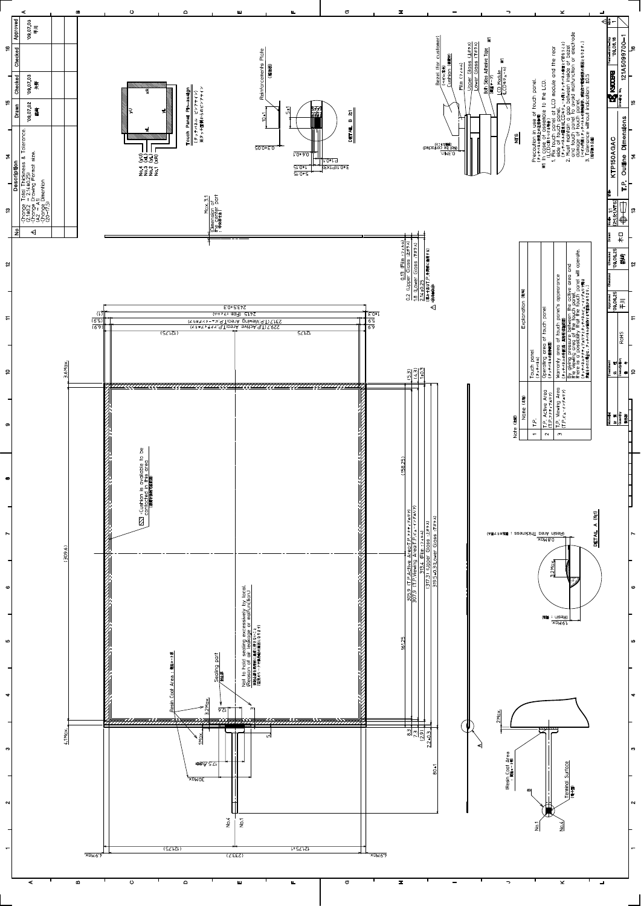| No | Description | Drawn | Checked | Approved |
| --- | --- | --- | --- | --- |
| △ | ·Change Total Thickness & Tolerance. (2.1±0.2 → 2.14±0.25) ·Change Drawing Format size. (A2 → A1) ·Change Dimention (20→17.5) | '08,07,02 | '08,07,03 | '08,07,03 |

Touch Panel Pin-assign
（タッチパネル ピンアサイン）

No.4 (yU)
No.3 (xL)
No.2 (yL)
No.1 (xR)

Reinforcements Plate
（補強板）

DETAIL B 2:1

NTS

Bezel (for customer)
Cushion
Film
Upper Glass
Lower Glass
Both Sides Adhesive Tape ※1
LCD Module ※1

Precaution in use of touch panel.
（タッチパネル使用上の注意事項）
※1 In case of assemble to the LCD.
1. Fix touch panel of LCD module and the rear side of touch panel.
2. Must maintain a gap between inside of bezel and touch panel to avoid malfunction or electrode damage of touch panel.
3. Tolerance without indication: ±0.5

Note (備考)

| | Name (名称) | Explanation (説明) |
| --- | --- | --- |
| 1 | T.P. | Touch panel (タッチパネル) |
| 2 | T.P. Active Area (T.P.アクティブエリア) | Operating area of touch panel |
| 3 | T.P. Viewing Area (T.P.ビューイングエリア) | Warranty area of touch panel's appearance. By giving pressure between the active area and the viewing area of the touch panel, there is a possibility that the touch panel will operate. |

Cushion is available to be contacted in this area

Not to hold sealing excessively by local. (Reason of air leakage or malfunction)

Sealing part

Resin Coat Area

DETAIL A (6:1)

Resin Area Thickness

Terminal Surface

Max. 3.1
Extension of T.P. center part

0.13 (Film)
0.2 (Upper Glass)
1.8 (Lower Glass)
2.14±0.25

243.5±0.3
241.5 (Film)
231.7 (T.P.Viewing Area)
229.7 (T.P.Active Area)
(121.75)
121.75

305.9 (T.P.Active Area)
307.9 (T.P.Viewing Area)
315.4 (Film)
(317.3) (Upper Glass)
319.5±0.3 (Lower Glass)
(158.25)
161.25
80±1
(309.6)
(233.7)
(121.75)
121.75±1

3.6Max.
4.1Max.
4.9Max.
4.9Max.
30Max.
17.5±0.5
1Max.
3.2Max.
12.6
2Max.
1.9Max.
0.8Max.

| 部品番号 | 図面 | | |
| --- | --- | --- | --- |
| Approved '08,06,25 | Checked '08,06,25 | Drawn | Scale 2:1(NTS) |
| RoHS | | | |

KTP150AGAC

T.P. Outline Dimensions

KYOCERA

Drawing No. 121A509970C-1

Revision △1

'08,06,16